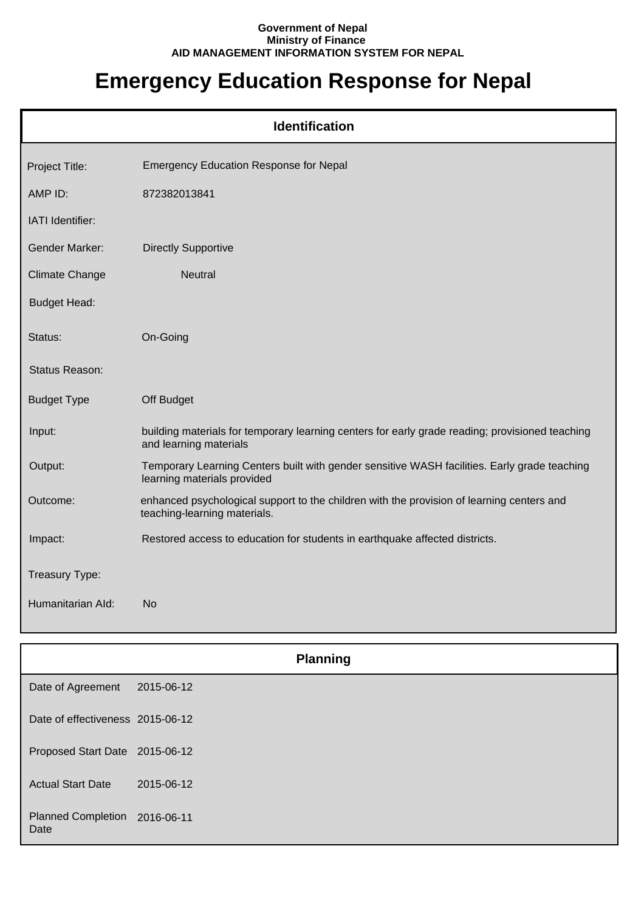Government of Nepal
Ministry of Finance
AID MANAGEMENT INFORMATION SYSTEM FOR NEPAL

# Emergency Education Response for Nepal

## Identification

| | |
|---|---|
| Project Title: | Emergency Education Response for Nepal |
| AMP ID: | 872382013841 |
| IATI Identifier: | |
| Gender Marker: | Directly Supportive |
| Climate Change | Neutral |
| Budget Head: | |
| Status: | On-Going |
| Status Reason: | |
| Budget Type | Off Budget |
| Input: | building materials for temporary learning centers for early grade reading; provisioned teaching and learning materials |
| Output: | Temporary Learning Centers built with gender sensitive WASH facilities. Early grade teaching learning materials provided |
| Outcome: | enhanced psychological support to the children with the provision of learning centers and teaching-learning materials. |
| Impact: | Restored access to education for students in earthquake affected districts. |
| Treasury Type: | |
| Humanitarian AId: | No |

## Planning

| | |
|---|---|
| Date of Agreement | 2015-06-12 |
| Date of effectiveness | 2015-06-12 |
| Proposed Start Date | 2015-06-12 |
| Actual Start Date | 2015-06-12 |
| Planned Completion Date | 2016-06-11 |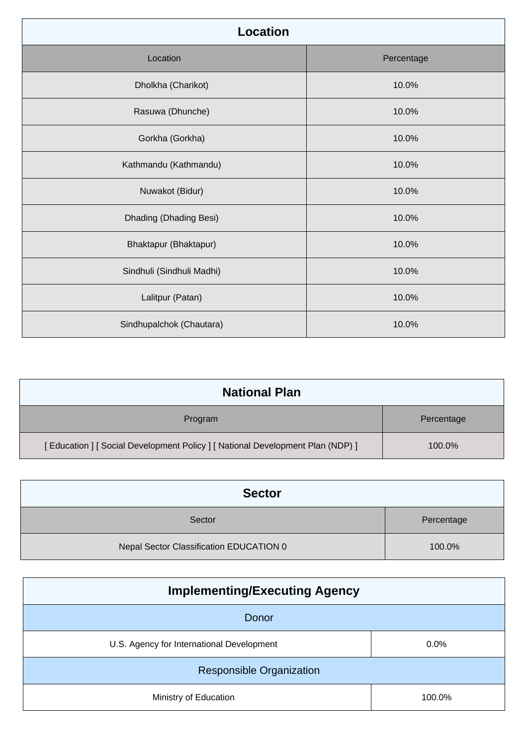## Location

| Location | Percentage |
|---|---|
| Dholkha (Charikot) | 10.0% |
| Rasuwa (Dhunche) | 10.0% |
| Gorkha (Gorkha) | 10.0% |
| Kathmandu (Kathmandu) | 10.0% |
| Nuwakot (Bidur) | 10.0% |
| Dhading (Dhading Besi) | 10.0% |
| Bhaktapur (Bhaktapur) | 10.0% |
| Sindhuli (Sindhuli Madhi) | 10.0% |
| Lalitpur (Patan) | 10.0% |
| Sindhupalchok (Chautara) | 10.0% |

## National Plan

| Program | Percentage |
|---|---|
| [ Education ] [ Social Development Policy ] [ National Development Plan (NDP) ] | 100.0% |

## Sector

| Sector | Percentage |
|---|---|
| Nepal Sector Classification EDUCATION 0 | 100.0% |

## Implementing/Executing Agency

| Donor | |
|---|---|
| U.S. Agency for International Development | 0.0% |
| **Responsible Organization** | |
| Ministry of Education | 100.0% |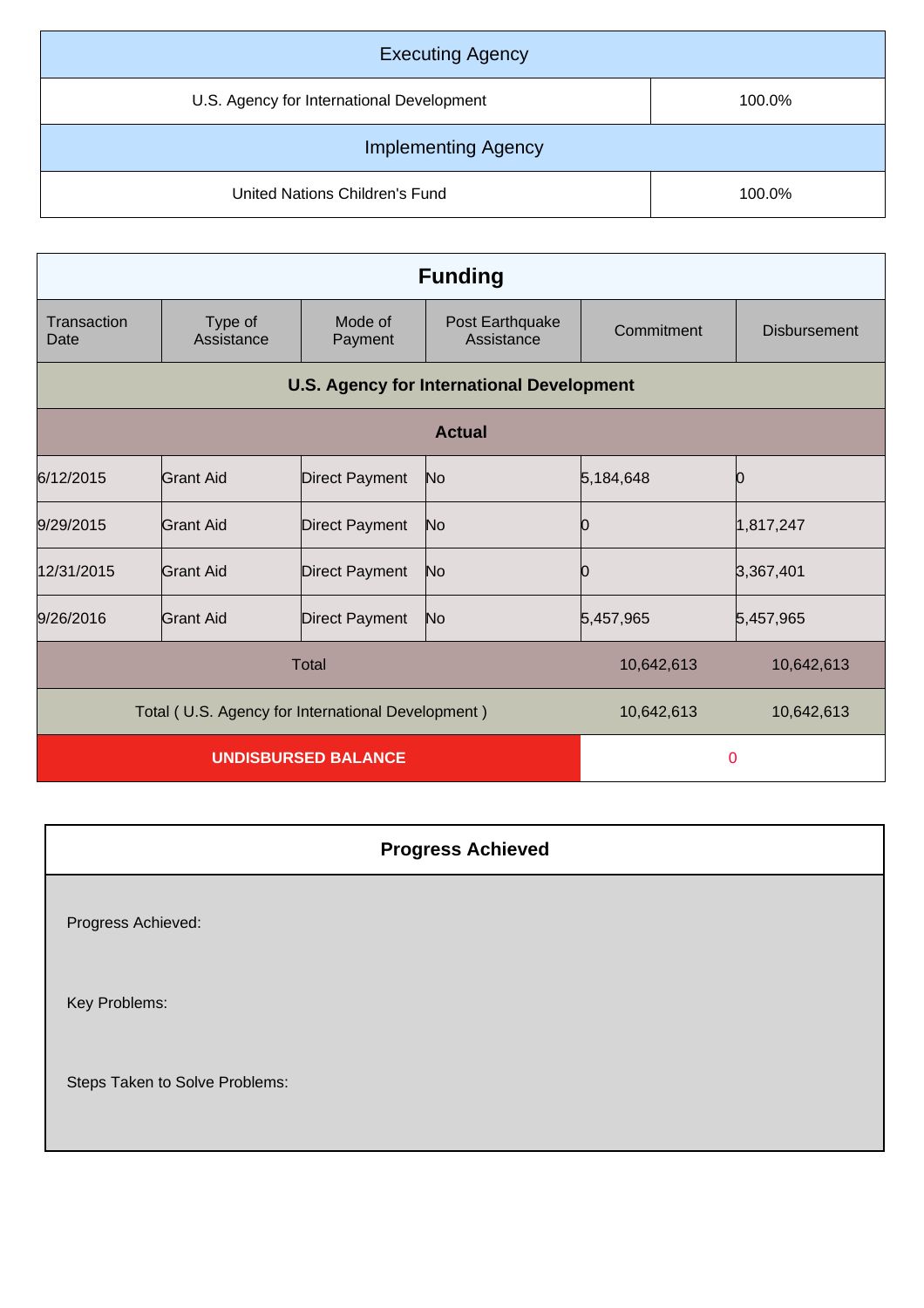| Executing Agency | |
|---|---|
| U.S. Agency for International Development | 100.0% |

| Implementing Agency | |
|---|---|
| United Nations Children's Fund | 100.0% |

## Funding

| Transaction Date | Type of Assistance | Mode of Payment | Post Earthquake Assistance | Commitment | Disbursement |
|---|---|---|---|---|---|
| **U.S. Agency for International Development** | | | | | |
| **Actual** | | | | | |
| 6/12/2015 | Grant Aid | Direct Payment | No | 5,184,648 | 0 |
| 9/29/2015 | Grant Aid | Direct Payment | No | 0 | 1,817,247 |
| 12/31/2015 | Grant Aid | Direct Payment | No | 0 | 3,367,401 |
| 9/26/2016 | Grant Aid | Direct Payment | No | 5,457,965 | 5,457,965 |
| Total | | | | 10,642,613 | 10,642,613 |
| Total ( U.S. Agency for International Development ) | | | | 10,642,613 | 10,642,613 |
| **UNDISBURSED BALANCE** | | | | 0 | |

## Progress Achieved

Progress Achieved:

Key Problems:

Steps Taken to Solve Problems: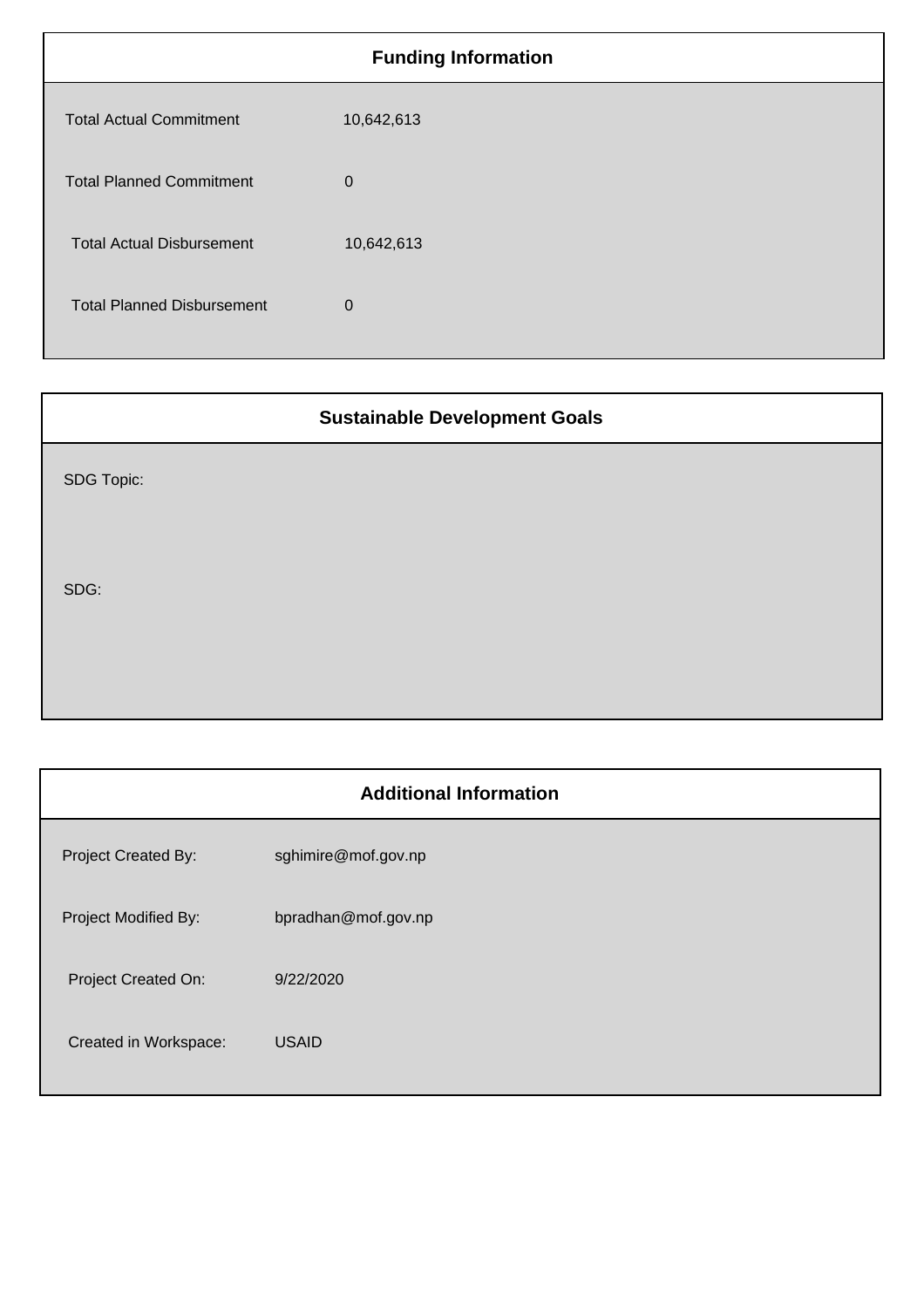## Funding Information

| | |
|---|---|
| Total Actual Commitment | 10,642,613 |
| Total Planned Commitment | 0 |
| Total Actual Disbursement | 10,642,613 |
| Total Planned Disbursement | 0 |

## Sustainable Development Goals

SDG Topic:

SDG:

## Additional Information

| | |
|---|---|
| Project Created By: | sghimire@mof.gov.np |
| Project Modified By: | bpradhan@mof.gov.np |
| Project Created On: | 9/22/2020 |
| Created in Workspace: | USAID |